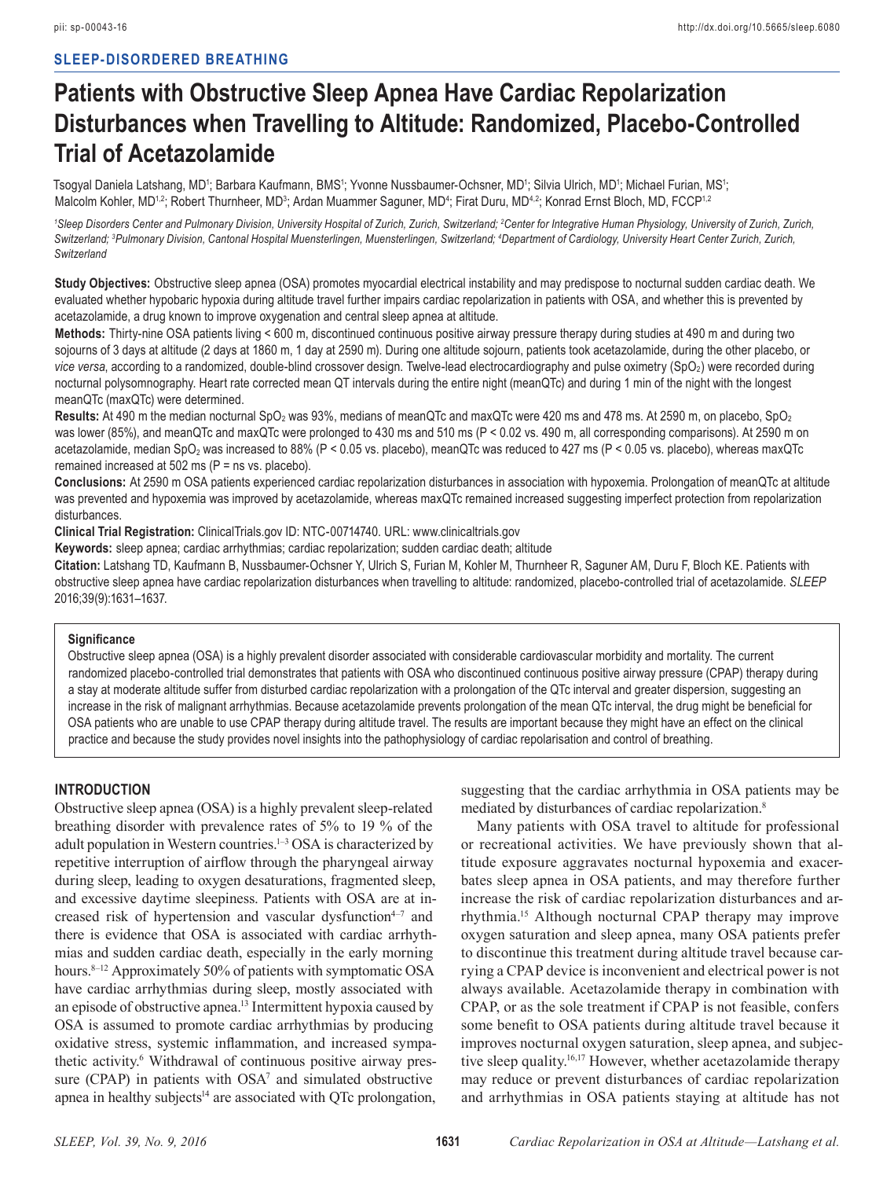SLEEP-DISORDERED BREATHING

# Patients with Obstructive Sleep Apnea Have Cardiac Repolarization Disturbances when Travelling to Altitude: Randomized, Placebo-Controlled Trial of Acetazolamide

Tsogyal Daniela Latshang, MD[1]; Barbara Kaufmann, BMS[1]; Yvonne Nussbaumer-Ochsner, MD[1]; Silvia Ulrich, MD[1]; Michael Furian, MS[1]; Malcolm Kohler, MD[1,2]; Robert Thurnheer, MD[3]; Ardan Muammer Saguner, MD[4]; Firat Duru, MD[4,2]; Konrad Ernst Bloch, MD, FCCP[1,2]

[1]*Sleep Disorders Center and Pulmonary Division, University Hospital of Zurich, Zurich, Switzerland;* [2]*Center for Integrative Human Physiology, University of Zurich, Zurich, Switzerland;* [3]*Pulmonary Division, Cantonal Hospital Muensterlingen, Muensterlingen, Switzerland;* [4]*Department of Cardiology, University Heart Center Zurich, Zurich, Switzerland*

**Study Objectives:** Obstructive sleep apnea (OSA) promotes myocardial electrical instability and may predispose to nocturnal sudden cardiac death. We evaluated whether hypobaric hypoxia during altitude travel further impairs cardiac repolarization in patients with OSA, and whether this is prevented by acetazolamide, a drug known to improve oxygenation and central sleep apnea at altitude.

**Methods:** Thirty-nine OSA patients living < 600 m, discontinued continuous positive airway pressure therapy during studies at 490 m and during two sojourns of 3 days at altitude (2 days at 1860 m, 1 day at 2590 m). During one altitude sojourn, patients took acetazolamide, during the other placebo, or *vice versa*, according to a randomized, double-blind crossover design. Twelve-lead electrocardiography and pulse oximetry ($SpO_2$) were recorded during nocturnal polysomnography. Heart rate corrected mean QT intervals during the entire night (meanQTc) and during 1 min of the night with the longest meanQTc (maxQTc) were determined.

**Results:** At 490 m the median nocturnal $SpO_2$ was 93%, medians of meanQTc and maxQTc were 420 ms and 478 ms. At 2590 m, on placebo, $SpO_2$ was lower (85%), and meanQTc and maxQTc were prolonged to 430 ms and 510 ms ($P < 0.02$ vs. 490 m, all corresponding comparisons). At 2590 m on acetazolamide, median $SpO_2$ was increased to 88% ($P < 0.05$ vs. placebo), meanQTc was reduced to 427 ms ($P < 0.05$ vs. placebo), whereas maxQTc remained increased at 502 ms (P = ns vs. placebo).

**Conclusions:** At 2590 m OSA patients experienced cardiac repolarization disturbances in association with hypoxemia. Prolongation of meanQTc at altitude was prevented and hypoxemia was improved by acetazolamide, whereas maxQTc remained increased suggesting imperfect protection from repolarization disturbances.

**Clinical Trial Registration:** ClinicalTrials.gov ID: NTC-00714740. URL: www.clinicaltrials.gov

**Keywords:** sleep apnea; cardiac arrhythmias; cardiac repolarization; sudden cardiac death; altitude

**Citation:** Latshang TD, Kaufmann B, Nussbaumer-Ochsner Y, Ulrich S, Furian M, Kohler M, Thurnheer R, Saguner AM, Duru F, Bloch KE. Patients with obstructive sleep apnea have cardiac repolarization disturbances when travelling to altitude: randomized, placebo-controlled trial of acetazolamide. *SLEEP* 2016;39(9):1631–1637.

**Significance**

Obstructive sleep apnea (OSA) is a highly prevalent disorder associated with considerable cardiovascular morbidity and mortality. The current randomized placebo-controlled trial demonstrates that patients with OSA who discontinued continuous positive airway pressure (CPAP) therapy during a stay at moderate altitude suffer from disturbed cardiac repolarization with a prolongation of the QTc interval and greater dispersion, suggesting an increase in the risk of malignant arrhythmias. Because acetazolamide prevents prolongation of the mean QTc interval, the drug might be beneficial for OSA patients who are unable to use CPAP therapy during altitude travel. The results are important because they might have an effect on the clinical practice and because the study provides novel insights into the pathophysiology of cardiac repolarisation and control of breathing.

## INTRODUCTION

Obstructive sleep apnea (OSA) is a highly prevalent sleep-related breathing disorder with prevalence rates of 5% to 19 % of the adult population in Western countries.[1–3] OSA is characterized by repetitive interruption of airflow through the pharyngeal airway during sleep, leading to oxygen desaturations, fragmented sleep, and excessive daytime sleepiness. Patients with OSA are at increased risk of hypertension and vascular dysfunction[4–7] and there is evidence that OSA is associated with cardiac arrhythmias and sudden cardiac death, especially in the early morning hours.[8–12] Approximately 50% of patients with symptomatic OSA have cardiac arrhythmias during sleep, mostly associated with an episode of obstructive apnea.[13] Intermittent hypoxia caused by OSA is assumed to promote cardiac arrhythmias by producing oxidative stress, systemic inflammation, and increased sympathetic activity.[6] Withdrawal of continuous positive airway pressure (CPAP) in patients with OSA[7] and simulated obstructive apnea in healthy subjects[14] are associated with QTc prolongation, suggesting that the cardiac arrhythmia in OSA patients may be mediated by disturbances of cardiac repolarization.[8]

Many patients with OSA travel to altitude for professional or recreational activities. We have previously shown that altitude exposure aggravates nocturnal hypoxemia and exacerbates sleep apnea in OSA patients, and may therefore further increase the risk of cardiac repolarization disturbances and arrhythmia.[15] Although nocturnal CPAP therapy may improve oxygen saturation and sleep apnea, many OSA patients prefer to discontinue this treatment during altitude travel because carrying a CPAP device is inconvenient and electrical power is not always available. Acetazolamide therapy in combination with CPAP, or as the sole treatment if CPAP is not feasible, confers some benefit to OSA patients during altitude travel because it improves nocturnal oxygen saturation, sleep apnea, and subjective sleep quality.[16,17] However, whether acetazolamide therapy may reduce or prevent disturbances of cardiac repolarization and arrhythmias in OSA patients staying at altitude has not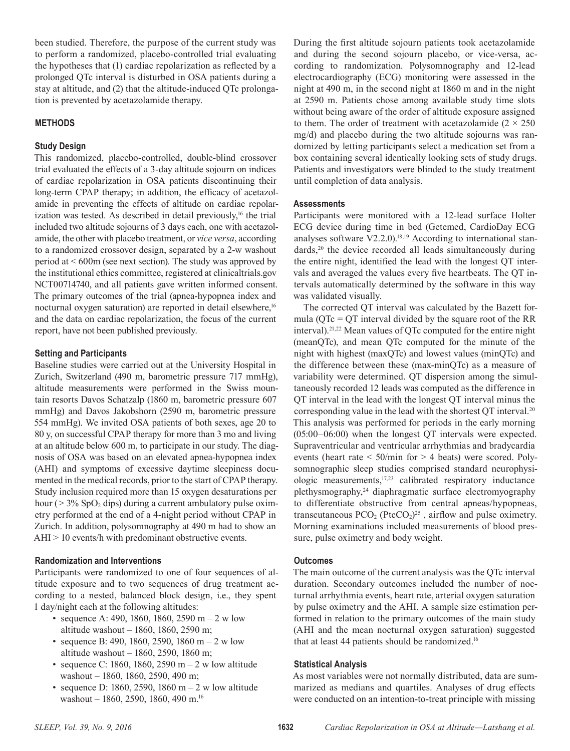been studied. Therefore, the purpose of the current study was to perform a randomized, placebo-controlled trial evaluating the hypotheses that (1) cardiac repolarization as reflected by a prolonged QTc interval is disturbed in OSA patients during a stay at altitude, and (2) that the altitude-induced QTc prolongation is prevented by acetazolamide therapy.

## METHODS

### Study Design

This randomized, placebo-controlled, double-blind crossover trial evaluated the effects of a 3-day altitude sojourn on indices of cardiac repolarization in OSA patients discontinuing their long-term CPAP therapy; in addition, the efficacy of acetazolamide in preventing the effects of altitude on cardiac repolarization was tested. As described in detail previously,[16] the trial included two altitude sojourns of 3 days each, one with acetazolamide, the other with placebo treatment, or *vice versa*, according to a randomized crossover design, separated by a 2-w washout period at < 600m (see next section). The study was approved by the institutional ethics committee, registered at clinicaltrials.gov NCT00714740, and all patients gave written informed consent. The primary outcomes of the trial (apnea-hypopnea index and nocturnal oxygen saturation) are reported in detail elsewhere,[16] and the data on cardiac repolarization, the focus of the current report, have not been published previously.

### Setting and Participants

Baseline studies were carried out at the University Hospital in Zurich, Switzerland (490 m, barometric pressure 717 mmHg), altitude measurements were performed in the Swiss mountain resorts Davos Schatzalp (1860 m, barometric pressure 607 mmHg) and Davos Jakobshorn (2590 m, barometric pressure 554 mmHg). We invited OSA patients of both sexes, age 20 to 80 y, on successful CPAP therapy for more than 3 mo and living at an altitude below 600 m, to participate in our study. The diagnosis of OSA was based on an elevated apnea-hypopnea index (AHI) and symptoms of excessive daytime sleepiness documented in the medical records, prior to the start of CPAP therapy. Study inclusion required more than 15 oxygen desaturations per hour (> 3% $SpO_2$ dips) during a current ambulatory pulse oximetry performed at the end of a 4-night period without CPAP in Zurich. In addition, polysomnography at 490 m had to show an AHI > 10 events/h with predominant obstructive events.

### Randomization and Interventions

Participants were randomized to one of four sequences of altitude exposure and to two sequences of drug treatment according to a nested, balanced block design, i.e., they spent 1 day/night each at the following altitudes:

- sequence A: 490, 1860, 1860, 2590 m – 2 w low altitude washout – 1860, 1860, 2590 m;
- sequence B: 490, 1860, 2590, 1860 m – 2 w low altitude washout – 1860, 2590, 1860 m;
- sequence C: 1860, 1860, 2590 m – 2 w low altitude washout – 1860, 1860, 2590, 490 m;
- sequence D: 1860, 2590, 1860 m – 2 w low altitude washout – 1860, 2590, 1860, 490 m.[16]

During the first altitude sojourn patients took acetazolamide and during the second sojourn placebo, or vice-versa, according to randomization. Polysomnography and 12-lead electrocardiography (ECG) monitoring were assessed in the night at 490 m, in the second night at 1860 m and in the night at 2590 m. Patients chose among available study time slots without being aware of the order of altitude exposure assigned to them. The order of treatment with acetazolamide (2 × 250 mg/d) and placebo during the two altitude sojourns was randomized by letting participants select a medication set from a box containing several identically looking sets of study drugs. Patients and investigators were blinded to the study treatment until completion of data analysis.

### Assessments

Participants were monitored with a 12-lead surface Holter ECG device during time in bed (Getemed, CardioDay ECG analyses software V2.2.0).[18,19] According to international standards,[20] the device recorded all leads simultaneously during the entire night, identified the lead with the longest QT intervals and averaged the values every five heartbeats. The QT intervals automatically determined by the software in this way was validated visually.

The corrected QT interval was calculated by the Bazett formula (QTc = QT interval divided by the square root of the RR interval).[21,22] Mean values of QTc computed for the entire night (meanQTc), and mean QTc computed for the minute of the night with highest (maxQTc) and lowest values (minQTc) and the difference between these (max-minQTc) as a measure of variability were determined. QT dispersion among the simultaneously recorded 12 leads was computed as the difference in QT interval in the lead with the longest QT interval minus the corresponding value in the lead with the shortest QT interval.[20] This analysis was performed for periods in the early morning (05:00–06:00) when the longest QT intervals were expected. Supraventricular and ventricular arrhythmias and bradycardia events (heart rate < 50/min for > 4 beats) were scored. Polysomnographic sleep studies comprised standard neurophysiologic measurements,[17,23] calibrated respiratory inductance plethysmography,[24] diaphragmatic surface electromyography to differentiate obstructive from central apneas/hypopneas, transcutaneous $PCO_2$ ($PtcCO_2$)[25], airflow and pulse oximetry. Morning examinations included measurements of blood pressure, pulse oximetry and body weight.

### Outcomes

The main outcome of the current analysis was the QTc interval duration. Secondary outcomes included the number of nocturnal arrhythmia events, heart rate, arterial oxygen saturation by pulse oximetry and the AHI. A sample size estimation performed in relation to the primary outcomes of the main study (AHI and the mean nocturnal oxygen saturation) suggested that at least 44 patients should be randomized.[16]

### Statistical Analysis

As most variables were not normally distributed, data are summarized as medians and quartiles. Analyses of drug effects were conducted on an intention-to-treat principle with missing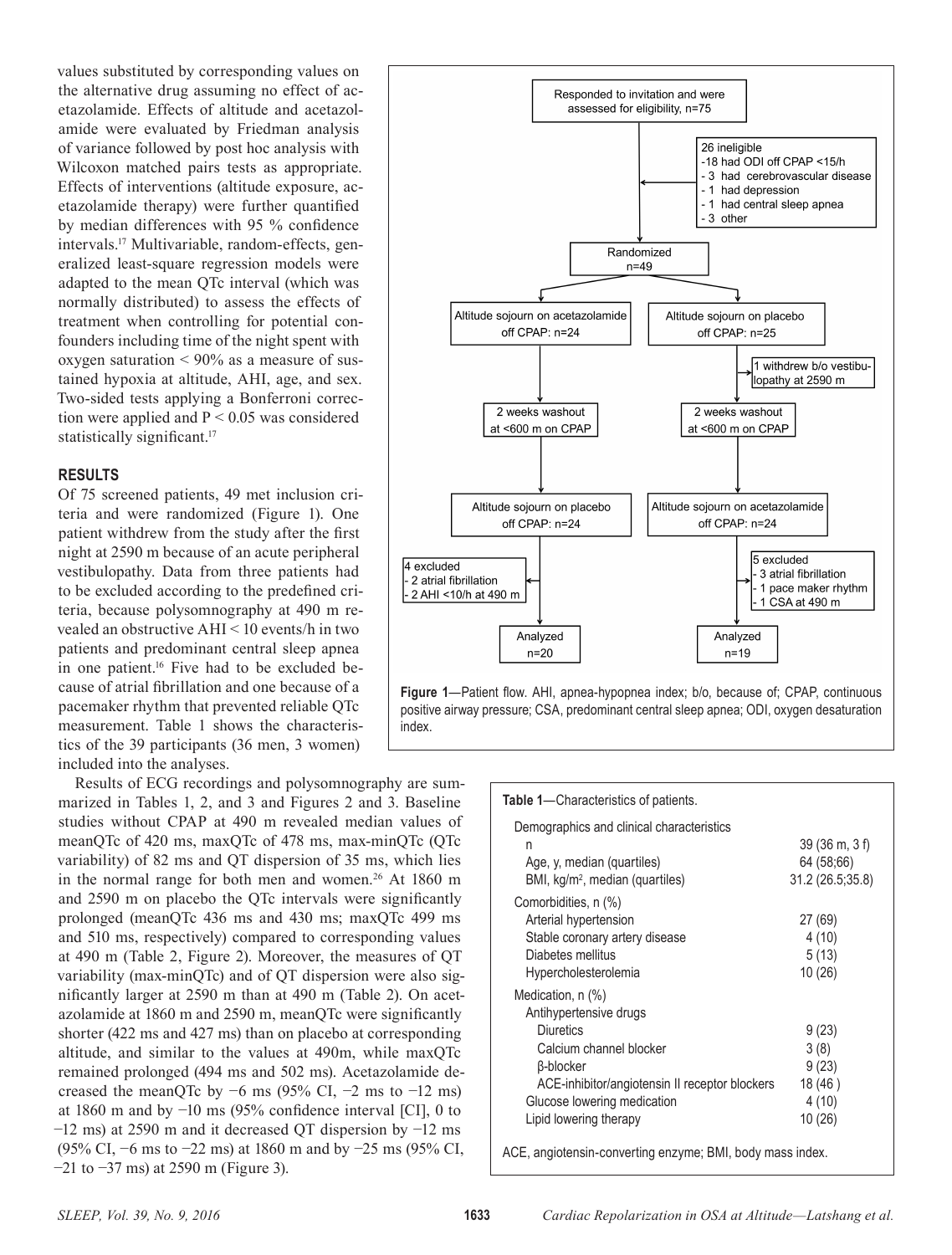values substituted by corresponding values on the alternative drug assuming no effect of acetazolamide. Effects of altitude and acetazolamide were evaluated by Friedman analysis of variance followed by post hoc analysis with Wilcoxon matched pairs tests as appropriate. Effects of interventions (altitude exposure, acetazolamide therapy) were further quantified by median differences with 95 % confidence intervals.[17] Multivariable, random-effects, generalized least-square regression models were adapted to the mean QTc interval (which was normally distributed) to assess the effects of treatment when controlling for potential confounders including time of the night spent with oxygen saturation < 90% as a measure of sustained hypoxia at altitude, AHI, age, and sex. Two-sided tests applying a Bonferroni correction were applied and P < 0.05 was considered statistically significant.[17]

## RESULTS

Of 75 screened patients, 49 met inclusion criteria and were randomized (Figure 1). One patient withdrew from the study after the first night at 2590 m because of an acute peripheral vestibulopathy. Data from three patients had to be excluded according to the predefined criteria, because polysomnography at 490 m revealed an obstructive AHI < 10 events/h in two patients and predominant central sleep apnea in one patient.[16] Five had to be excluded because of atrial fibrillation and one because of a pacemaker rhythm that prevented reliable QTc measurement. Table 1 shows the characteristics of the 39 participants (36 men, 3 women) included into the analyses.

Results of ECG recordings and polysomnography are summarized in Tables 1, 2, and 3 and Figures 2 and 3. Baseline studies without CPAP at 490 m revealed median values of meanQTc of 420 ms, maxQTc of 478 ms, max-minQTc (QTc variability) of 82 ms and QT dispersion of 35 ms, which lies in the normal range for both men and women.[26] At 1860 m and 2590 m on placebo the QTc intervals were significantly prolonged (meanQTc 436 ms and 430 ms; maxQTc 499 ms and 510 ms, respectively) compared to corresponding values at 490 m (Table 2, Figure 2). Moreover, the measures of QT variability (max-minQTc) and of QT dispersion were also significantly larger at 2590 m than at 490 m (Table 2). On acetazolamide at 1860 m and 2590 m, meanQTc were significantly shorter (422 ms and 427 ms) than on placebo at corresponding altitude, and similar to the values at 490m, while maxQTc remained prolonged (494 ms and 502 ms). Acetazolamide decreased the meanQTc by −6 ms (95% CI, −2 ms to −12 ms) at 1860 m and by −10 ms (95% confidence interval [CI], 0 to −12 ms) at 2590 m and it decreased QT dispersion by −12 ms (95% CI, −6 ms to −22 ms) at 1860 m and by −25 ms (95% CI, −21 to −37 ms) at 2590 m (Figure 3).

- Responded to invitation and were assessed for eligibility, n=75
  - 26 ineligible: 18 had ODI off CPAP <15/h; 3 had cerebrovascular disease; 1 had depression; 1 had central sleep apnea; 3 other
- Randomized n=49
  - Altitude sojourn on acetazolamide off CPAP: n=24 → 2 weeks washout at <600 m on CPAP → Altitude sojourn on placebo off CPAP: n=24 → 4 excluded (2 atrial fibrillation; 2 AHI <10/h at 490 m) → Analyzed n=20
  - Altitude sojourn on placebo off CPAP: n=25 → 1 withdrew b/o vestibulopathy at 2590 m → 2 weeks washout at <600 m on CPAP → Altitude sojourn on acetazolamide off CPAP: n=24 → 5 excluded (3 atrial fibrillation; 1 pace maker rhythm; 1 CSA at 490 m) → Analyzed n=19

**Figure 1**—Patient flow. AHI, apnea-hypopnea index; b/o, because of; CPAP, continuous positive airway pressure; CSA, predominant central sleep apnea; ODI, oxygen desaturation index.

**Table 1**—Characteristics of patients.

| | |
|---|---|
| **Demographics and clinical characteristics** | |
| n | 39 (36 m, 3 f) |
| Age, y, median (quartiles) | 64 (58;66) |
| BMI, kg/m², median (quartiles) | 31.2 (26.5;35.8) |
| **Comorbidities, n (%)** | |
| Arterial hypertension | 27 (69) |
| Stable coronary artery disease | 4 (10) |
| Diabetes mellitus | 5 (13) |
| Hypercholesterolemia | 10 (26) |
| **Medication, n (%)** | |
| Antihypertensive drugs | |
| Diuretics | 9 (23) |
| Calcium channel blocker | 3 (8) |
| β-blocker | 9 (23) |
| ACE-inhibitor/angiotensin II receptor blockers | 18 (46 ) |
| Glucose lowering medication | 4 (10) |
| Lipid lowering therapy | 10 (26) |

ACE, angiotensin-converting enzyme; BMI, body mass index.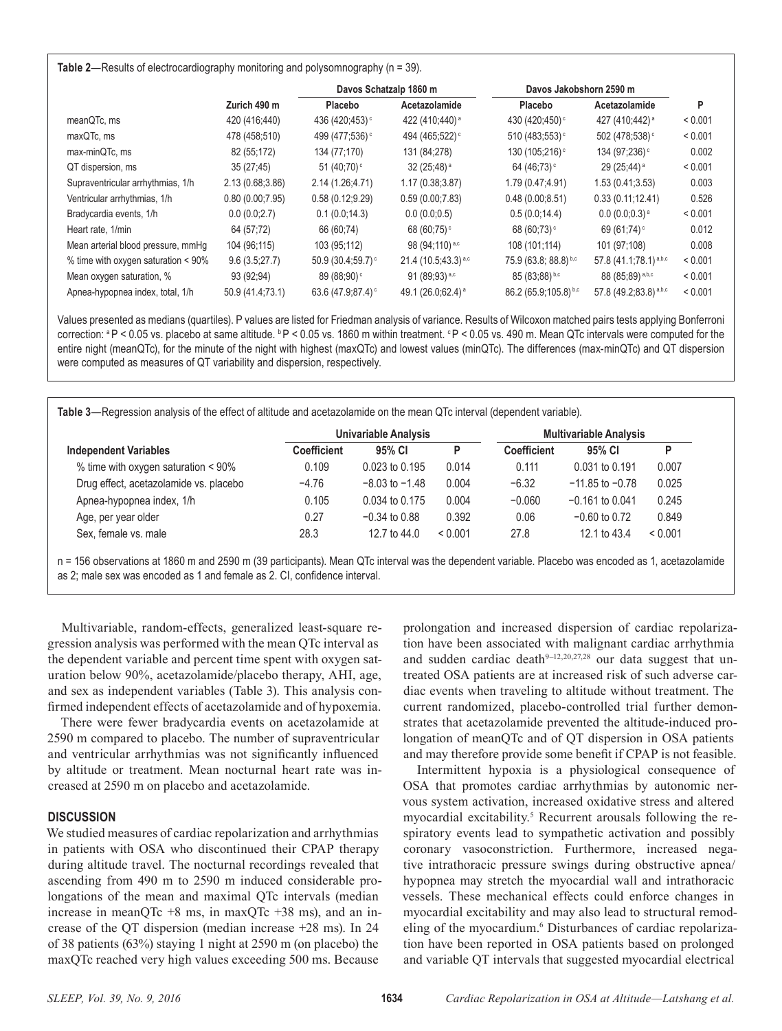**Table 2**—Results of electrocardiography monitoring and polysomnography (n = 39).

| | Zurich 490 m | Davos Schatzalp 1860 m | | Davos Jakobshorn 2590 m | | P |
|---|---|---|---|---|---|---|
| | | Placebo | Acetazolamide | Placebo | Acetazolamide | |
| meanQTc, ms | 420 (416;440) | 436 (420;453) [c] | 422 (410;440) [a] | 430 (420;450) [c] | 427 (410;442) [a] | < 0.001 |
| maxQTc, ms | 478 (458;510) | 499 (477;536) [c] | 494 (465;522) [c] | 510 (483;553) [c] | 502 (478;538) [c] | < 0.001 |
| max-minQTc, ms | 82 (55;172) | 134 (77;170) | 131 (84;278) | 130 (105;216) [c] | 134 (97;236) [c] | 0.002 |
| QT dispersion, ms | 35 (27;45) | 51 (40;70) [c] | 32 (25;48) [a] | 64 (46;73) [c] | 29 (25;44) [a] | < 0.001 |
| Supraventricular arrhythmias, 1/h | 2.13 (0.68;3.86) | 2.14 (1.26;4.71) | 1.17 (0.38;3.87) | 1.79 (0.47;4.91) | 1.53 (0.41;3.53) | 0.003 |
| Ventricular arrhythmias, 1/h | 0.80 (0.00;7.95) | 0.58 (0.12;9.29) | 0.59 (0.00;7.83) | 0.48 (0.00;8.51) | 0.33 (0.11;12.41) | 0.526 |
| Bradycardia events, 1/h | 0.0 (0.0;2.7) | 0.1 (0.0;14.3) | 0.0 (0.0;0.5) | 0.5 (0.0;14.4) | 0.0 (0.0;0.3) [a] | < 0.001 |
| Heart rate, 1/min | 64 (57;72) | 66 (60;74) | 68 (60;75) [c] | 68 (60;73) [c] | 69 (61;74) [c] | 0.012 |
| Mean arterial blood pressure, mmHg | 104 (96;115) | 103 (95;112) | 98 (94;110) [a,c] | 108 (101;114) | 101 (97;108) | 0.008 |
| % time with oxygen saturation < 90% | 9.6 (3.5;27.7) | 50.9 (30.4;59.7) [c] | 21.4 (10.5;43.3) [a,c] | 75.9 (63.8; 88.8) [b,c] | 57.8 (41.1;78.1) [a,b,c] | < 0.001 |
| Mean oxygen saturation, % | 93 (92;94) | 89 (88;90) [c] | 91 (89;93) [a,c] | 85 (83;88) [b,c] | 88 (85;89) [a,b,c] | < 0.001 |
| Apnea-hypopnea index, total, 1/h | 50.9 (41.4;73.1) | 63.6 (47.9;87.4) [c] | 49.1 (26.0;62.4) [a] | 86.2 (65.9;105.8) [b,c] | 57.8 (49.2;83.8) [a,b,c] | < 0.001 |

Values presented as medians (quartiles). P values are listed for Friedman analysis of variance. Results of Wilcoxon matched pairs tests applying Bonferroni correction: [a] $P < 0.05$ vs. placebo at same altitude. [b] $P < 0.05$ vs. 1860 m within treatment. [c] $P < 0.05$ vs. 490 m. Mean QTc intervals were computed for the entire night (meanQTc), for the minute of the night with highest (maxQTc) and lowest values (minQTc). The differences (max-minQTc) and QT dispersion were computed as measures of QT variability and dispersion, respectively.

**Table 3**—Regression analysis of the effect of altitude and acetazolamide on the mean QTc interval (dependent variable).

| Independent Variables | Univariable Analysis | | | Multivariable Analysis | | |
|---|---|---|---|---|---|---|
| | Coefficient | 95% CI | P | Coefficient | 95% CI | P |
| % time with oxygen saturation < 90% | 0.109 | 0.023 to 0.195 | 0.014 | 0.111 | 0.031 to 0.191 | 0.007 |
| Drug effect, acetazolamide vs. placebo | −4.76 | −8.03 to −1.48 | 0.004 | −6.32 | −11.85 to −0.78 | 0.025 |
| Apnea-hypopnea index, 1/h | 0.105 | 0.034 to 0.175 | 0.004 | −0.060 | −0.161 to 0.041 | 0.245 |
| Age, per year older | 0.27 | −0.34 to 0.88 | 0.392 | 0.06 | −0.60 to 0.72 | 0.849 |
| Sex, female vs. male | 28.3 | 12.7 to 44.0 | < 0.001 | 27.8 | 12.1 to 43.4 | < 0.001 |

n = 156 observations at 1860 m and 2590 m (39 participants). Mean QTc interval was the dependent variable. Placebo was encoded as 1, acetazolamide as 2; male sex was encoded as 1 and female as 2. CI, confidence interval.

Multivariable, random-effects, generalized least-square regression analysis was performed with the mean QTc interval as the dependent variable and percent time spent with oxygen saturation below 90%, acetazolamide/placebo therapy, AHI, age, and sex as independent variables (Table 3). This analysis confirmed independent effects of acetazolamide and of hypoxemia.

There were fewer bradycardia events on acetazolamide at 2590 m compared to placebo. The number of supraventricular and ventricular arrhythmias was not significantly influenced by altitude or treatment. Mean nocturnal heart rate was increased at 2590 m on placebo and acetazolamide.

## DISCUSSION

We studied measures of cardiac repolarization and arrhythmias in patients with OSA who discontinued their CPAP therapy during altitude travel. The nocturnal recordings revealed that ascending from 490 m to 2590 m induced considerable prolongations of the mean and maximal QTc intervals (median increase in meanQTc +8 ms, in maxQTc +38 ms), and an increase of the QT dispersion (median increase +28 ms). In 24 of 38 patients (63%) staying 1 night at 2590 m (on placebo) the maxQTc reached very high values exceeding 500 ms. Because prolongation and increased dispersion of cardiac repolarization have been associated with malignant cardiac arrhythmia and sudden cardiac death[9–12,20,27,28] our data suggest that untreated OSA patients are at increased risk of such adverse cardiac events when traveling to altitude without treatment. The current randomized, placebo-controlled trial further demonstrates that acetazolamide prevented the altitude-induced prolongation of meanQTc and of QT dispersion in OSA patients and may therefore provide some benefit if CPAP is not feasible.

Intermittent hypoxia is a physiological consequence of OSA that promotes cardiac arrhythmias by autonomic nervous system activation, increased oxidative stress and altered myocardial excitability.[5] Recurrent arousals following the respiratory events lead to sympathetic activation and possibly coronary vasoconstriction. Furthermore, increased negative intrathoracic pressure swings during obstructive apnea/hypopnea may stretch the myocardial wall and intrathoracic vessels. These mechanical effects could enforce changes in myocardial excitability and may also lead to structural remodeling of the myocardium.[6] Disturbances of cardiac repolarization have been reported in OSA patients based on prolonged and variable QT intervals that suggested myocardial electrical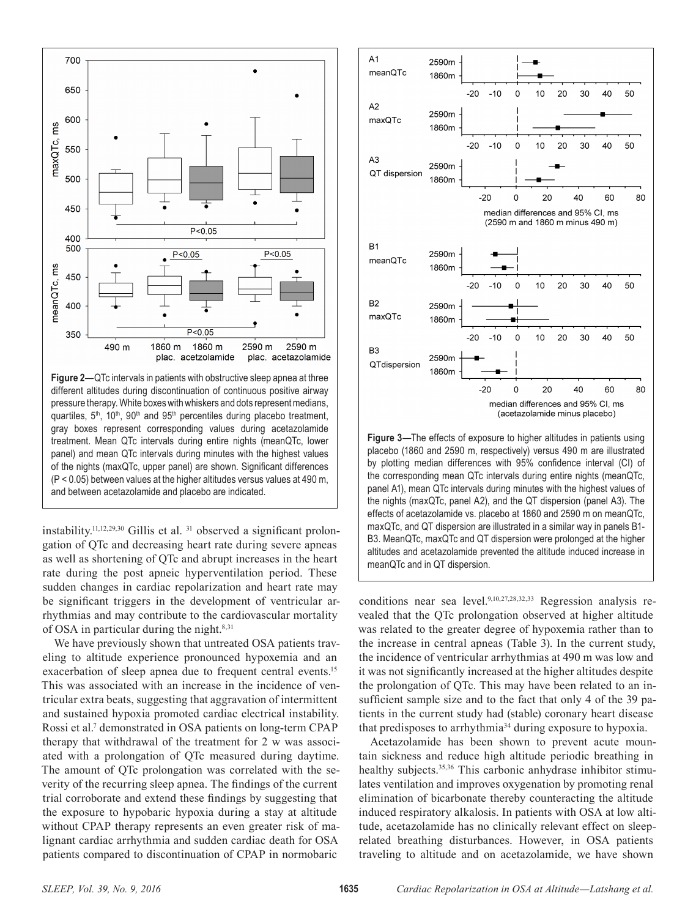**Figure 2**—QTc intervals in patients with obstructive sleep apnea at three different altitudes during discontinuation of continuous positive airway pressure therapy. White boxes with whiskers and dots represent medians, quartiles, 5th, 10th, 90th and 95th percentiles during placebo treatment, gray boxes represent corresponding values during acetazolamide treatment. Mean QTc intervals during entire nights (meanQTc, lower panel) and mean QTc intervals during minutes with the highest values of the nights (maxQTc, upper panel) are shown. Significant differences (P < 0.05) between values at the higher altitudes versus values at 490 m, and between acetazolamide and placebo are indicated.

**Figure 3**—The effects of exposure to higher altitudes in patients using placebo (1860 and 2590 m, respectively) versus 490 m are illustrated by plotting median differences with 95% confidence interval (CI) of the corresponding mean QTc intervals during entire nights (meanQTc, panel A1), mean QTc intervals during minutes with the highest values of the nights (maxQTc, panel A2), and the QT dispersion (panel A3). The effects of acetazolamide vs. placebo at 1860 and 2590 m on meanQTc, maxQTc, and QT dispersion are illustrated in a similar way in panels B1-B3. MeanQTc, maxQTc and QT dispersion were prolonged at the higher altitudes and acetazolamide prevented the altitude induced increase in meanQTc and in QT dispersion.

instability.[11,12,29,30] Gillis et al. [31] observed a significant prolongation of QTc and decreasing heart rate during severe apneas as well as shortening of QTc and abrupt increases in the heart rate during the post apneic hyperventilation period. These sudden changes in cardiac repolarization and heart rate may be significant triggers in the development of ventricular arrhythmias and may contribute to the cardiovascular mortality of OSA in particular during the night.[8,31]

We have previously shown that untreated OSA patients traveling to altitude experience pronounced hypoxemia and an exacerbation of sleep apnea due to frequent central events.[15] This was associated with an increase in the incidence of ventricular extra beats, suggesting that aggravation of intermittent and sustained hypoxia promoted cardiac electrical instability. Rossi et al.[7] demonstrated in OSA patients on long-term CPAP therapy that withdrawal of the treatment for 2 w was associated with a prolongation of QTc measured during daytime. The amount of QTc prolongation was correlated with the severity of the recurring sleep apnea. The findings of the current trial corroborate and extend these findings by suggesting that the exposure to hypobaric hypoxia during a stay at altitude without CPAP therapy represents an even greater risk of malignant cardiac arrhythmia and sudden cardiac death for OSA patients compared to discontinuation of CPAP in normobaric conditions near sea level.[9,10,27,28,32,33] Regression analysis revealed that the QTc prolongation observed at higher altitude was related to the greater degree of hypoxemia rather than to the increase in central apneas (Table 3). In the current study, the incidence of ventricular arrhythmias at 490 m was low and it was not significantly increased at the higher altitudes despite the prolongation of QTc. This may have been related to an insufficient sample size and to the fact that only 4 of the 39 patients in the current study had (stable) coronary heart disease that predisposes to arrhythmia[34] during exposure to hypoxia.

Acetazolamide has been shown to prevent acute mountain sickness and reduce high altitude periodic breathing in healthy subjects.[35,36] This carbonic anhydrase inhibitor stimulates ventilation and improves oxygenation by promoting renal elimination of bicarbonate thereby counteracting the altitude induced respiratory alkalosis. In patients with OSA at low altitude, acetazolamide has no clinically relevant effect on sleep-related breathing disturbances. However, in OSA patients traveling to altitude and on acetazolamide, we have shown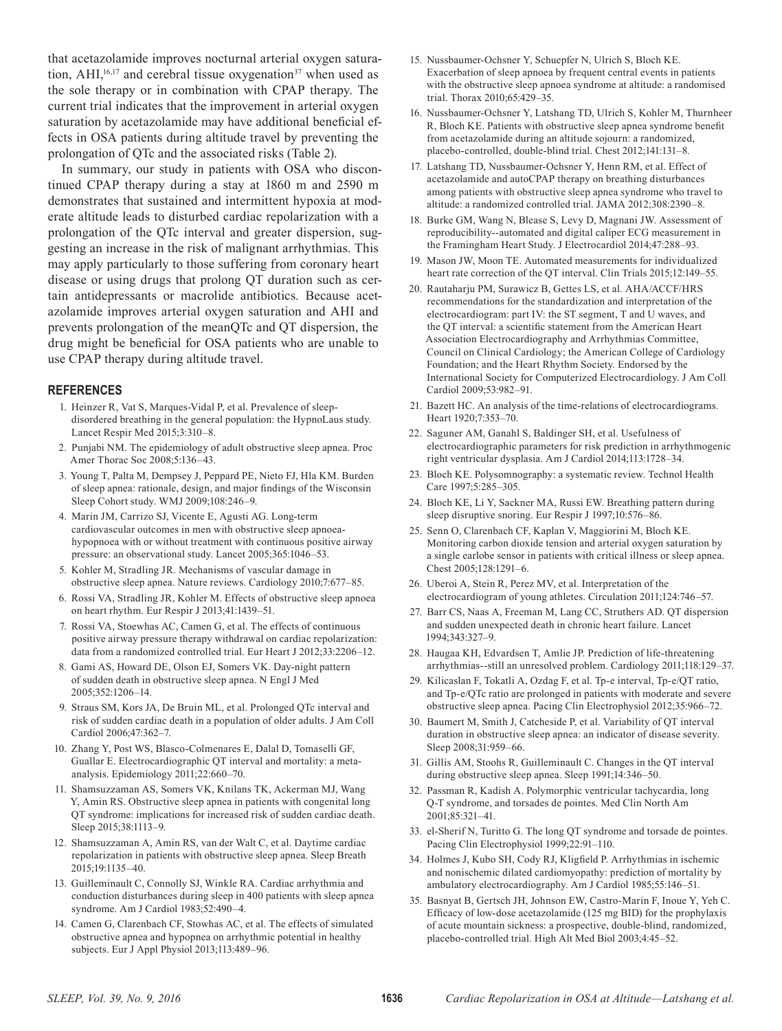that acetazolamide improves nocturnal arterial oxygen saturation, AHI,[16,17] and cerebral tissue oxygenation[37] when used as the sole therapy or in combination with CPAP therapy. The current trial indicates that the improvement in arterial oxygen saturation by acetazolamide may have additional beneficial effects in OSA patients during altitude travel by preventing the prolongation of QTc and the associated risks (Table 2).

In summary, our study in patients with OSA who discontinued CPAP therapy during a stay at 1860 m and 2590 m demonstrates that sustained and intermittent hypoxia at moderate altitude leads to disturbed cardiac repolarization with a prolongation of the QTc interval and greater dispersion, suggesting an increase in the risk of malignant arrhythmias. This may apply particularly to those suffering from coronary heart disease or using drugs that prolong QT duration such as certain antidepressants or macrolide antibiotics. Because acetazolamide improves arterial oxygen saturation and AHI and prevents prolongation of the meanQTc and QT dispersion, the drug might be beneficial for OSA patients who are unable to use CPAP therapy during altitude travel.

## REFERENCES

1. Heinzer R, Vat S, Marques-Vidal P, et al. Prevalence of sleep-disordered breathing in the general population: the HypnoLaus study. Lancet Respir Med 2015;3:310–8.
2. Punjabi NM. The epidemiology of adult obstructive sleep apnea. Proc Amer Thorac Soc 2008;5:136–43.
3. Young T, Palta M, Dempsey J, Peppard PE, Nieto FJ, Hla KM. Burden of sleep apnea: rationale, design, and major findings of the Wisconsin Sleep Cohort study. WMJ 2009;108:246–9.
4. Marin JM, Carrizo SJ, Vicente E, Agusti AG. Long-term cardiovascular outcomes in men with obstructive sleep apnoea-hypopnoea with or without treatment with continuous positive airway pressure: an observational study. Lancet 2005;365:1046–53.
5. Kohler M, Stradling JR. Mechanisms of vascular damage in obstructive sleep apnea. Nature reviews. Cardiology 2010;7:677–85.
6. Rossi VA, Stradling JR, Kohler M. Effects of obstructive sleep apnoea on heart rhythm. Eur Respir J 2013;41:1439–51.
7. Rossi VA, Stoewhas AC, Camen G, et al. The effects of continuous positive airway pressure therapy withdrawal on cardiac repolarization: data from a randomized controlled trial. Eur Heart J 2012;33:2206–12.
8. Gami AS, Howard DE, Olson EJ, Somers VK. Day-night pattern of sudden death in obstructive sleep apnea. N Engl J Med 2005;352:1206–14.
9. Straus SM, Kors JA, De Bruin ML, et al. Prolonged QTc interval and risk of sudden cardiac death in a population of older adults. J Am Coll Cardiol 2006;47:362–7.
10. Zhang Y, Post WS, Blasco-Colmenares E, Dalal D, Tomaselli GF, Guallar E. Electrocardiographic QT interval and mortality: a meta-analysis. Epidemiology 2011;22:660–70.
11. Shamsuzzaman AS, Somers VK, Knilans TK, Ackerman MJ, Wang Y, Amin RS. Obstructive sleep apnea in patients with congenital long QT syndrome: implications for increased risk of sudden cardiac death. Sleep 2015;38:1113–9.
12. Shamsuzzaman A, Amin RS, van der Walt C, et al. Daytime cardiac repolarization in patients with obstructive sleep apnea. Sleep Breath 2015;19:1135–40.
13. Guilleminault C, Connolly SJ, Winkle RA. Cardiac arrhythmia and conduction disturbances during sleep in 400 patients with sleep apnea syndrome. Am J Cardiol 1983;52:490–4.
14. Camen G, Clarenbach CF, Stowhas AC, et al. The effects of simulated obstructive apnea and hypopnea on arrhythmic potential in healthy subjects. Eur J Appl Physiol 2013;113:489–96.
15. Nussbaumer-Ochsner Y, Schuepfer N, Ulrich S, Bloch KE. Exacerbation of sleep apnoea by frequent central events in patients with the obstructive sleep apnoea syndrome at altitude: a randomised trial. Thorax 2010;65:429–35.
16. Nussbaumer-Ochsner Y, Latshang TD, Ulrich S, Kohler M, Thurnheer R, Bloch KE. Patients with obstructive sleep apnea syndrome benefit from acetazolamide during an altitude sojourn: a randomized, placebo-controlled, double-blind trial. Chest 2012;141:131–8.
17. Latshang TD, Nussbaumer-Ochsner Y, Henn RM, et al. Effect of acetazolamide and autoCPAP therapy on breathing disturbances among patients with obstructive sleep apnea syndrome who travel to altitude: a randomized controlled trial. JAMA 2012;308:2390–8.
18. Burke GM, Wang N, Blease S, Levy D, Magnani JW. Assessment of reproducibility--automated and digital caliper ECG measurement in the Framingham Heart Study. J Electrocardiol 2014;47:288–93.
19. Mason JW, Moon TE. Automated measurements for individualized heart rate correction of the QT interval. Clin Trials 2015;12:149–55.
20. Rautaharju PM, Surawicz B, Gettes LS, et al. AHA/ACCF/HRS recommendations for the standardization and interpretation of the electrocardiogram: part IV: the ST segment, T and U waves, and the QT interval: a scientific statement from the American Heart Association Electrocardiography and Arrhythmias Committee, Council on Clinical Cardiology; the American College of Cardiology Foundation; and the Heart Rhythm Society. Endorsed by the International Society for Computerized Electrocardiology. J Am Coll Cardiol 2009;53:982–91.
21. Bazett HC. An analysis of the time-relations of electrocardiograms. Heart 1920;7:353–70.
22. Saguner AM, Ganahl S, Baldinger SH, et al. Usefulness of electrocardiographic parameters for risk prediction in arrhythmogenic right ventricular dysplasia. Am J Cardiol 2014;113:1728–34.
23. Bloch KE. Polysomnography: a systematic review. Technol Health Care 1997;5:285–305.
24. Bloch KE, Li Y, Sackner MA, Russi EW. Breathing pattern during sleep disruptive snoring. Eur Respir J 1997;10:576–86.
25. Senn O, Clarenbach CF, Kaplan V, Maggiorini M, Bloch KE. Monitoring carbon dioxide tension and arterial oxygen saturation by a single earlobe sensor in patients with critical illness or sleep apnea. Chest 2005;128:1291–6.
26. Uberoi A, Stein R, Perez MV, et al. Interpretation of the electrocardiogram of young athletes. Circulation 2011;124:746–57.
27. Barr CS, Naas A, Freeman M, Lang CC, Struthers AD. QT dispersion and sudden unexpected death in chronic heart failure. Lancet 1994;343:327–9.
28. Haugaa KH, Edvardsen T, Amlie JP. Prediction of life-threatening arrhythmias--still an unresolved problem. Cardiology 2011;118:129–37.
29. Kilicaslan F, Tokatli A, Ozdag F, et al. Tp-e interval, Tp-e/QT ratio, and Tp-e/QTc ratio are prolonged in patients with moderate and severe obstructive sleep apnea. Pacing Clin Electrophysiol 2012;35:966–72.
30. Baumert M, Smith J, Catcheside P, et al. Variability of QT interval duration in obstructive sleep apnea: an indicator of disease severity. Sleep 2008;31:959–66.
31. Gillis AM, Stoohs R, Guilleminault C. Changes in the QT interval during obstructive sleep apnea. Sleep 1991;14:346–50.
32. Passman R, Kadish A. Polymorphic ventricular tachycardia, long Q-T syndrome, and torsades de pointes. Med Clin North Am 2001;85:321–41.
33. el-Sherif N, Turitto G. The long QT syndrome and torsade de pointes. Pacing Clin Electrophysiol 1999;22:91–110.
34. Holmes J, Kubo SH, Cody RJ, Kligfield P. Arrhythmias in ischemic and nonischemic dilated cardiomyopathy: prediction of mortality by ambulatory electrocardiography. Am J Cardiol 1985;55:146–51.
35. Basnyat B, Gertsch JH, Johnson EW, Castro-Marin F, Inoue Y, Yeh C. Efficacy of low-dose acetazolamide (125 mg BID) for the prophylaxis of acute mountain sickness: a prospective, double-blind, randomized, placebo-controlled trial. High Alt Med Biol 2003;4:45–52.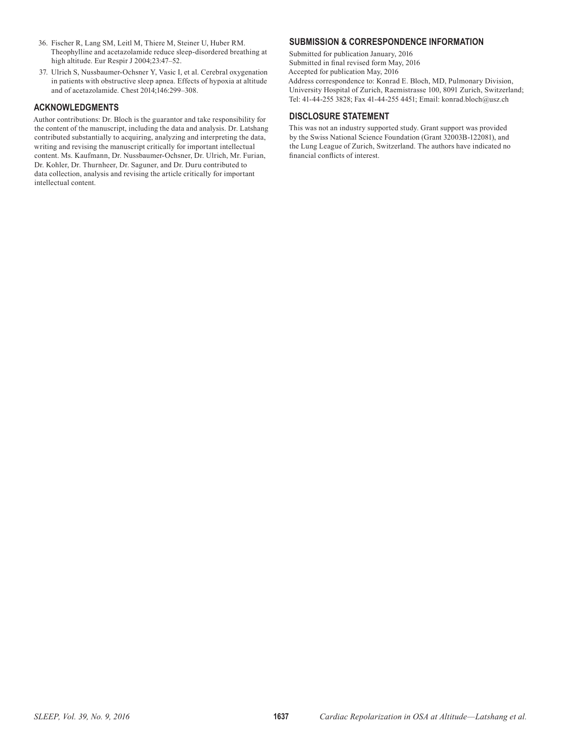36. Fischer R, Lang SM, Leitl M, Thiere M, Steiner U, Huber RM. Theophylline and acetazolamide reduce sleep-disordered breathing at high altitude. Eur Respir J 2004;23:47–52.
37. Ulrich S, Nussbaumer-Ochsner Y, Vasic I, et al. Cerebral oxygenation in patients with obstructive sleep apnea. Effects of hypoxia at altitude and of acetazolamide. Chest 2014;146:299–308.

## ACKNOWLEDGMENTS

Author contributions: Dr. Bloch is the guarantor and take responsibility for the content of the manuscript, including the data and analysis. Dr. Latshang contributed substantially to acquiring, analyzing and interpreting the data, writing and revising the manuscript critically for important intellectual content. Ms. Kaufmann, Dr. Nussbaumer-Ochsner, Dr. Ulrich, Mr. Furian, Dr. Kohler, Dr. Thurnheer, Dr. Saguner, and Dr. Duru contributed to data collection, analysis and revising the article critically for important intellectual content.

## SUBMISSION & CORRESPONDENCE INFORMATION

Submitted for publication January, 2016
Submitted in final revised form May, 2016
Accepted for publication May, 2016
Address correspondence to: Konrad E. Bloch, MD, Pulmonary Division, University Hospital of Zurich, Raemistrasse 100, 8091 Zurich, Switzerland; Tel: 41-44-255 3828; Fax 41-44-255 4451; Email: konrad.bloch@usz.ch

## DISCLOSURE STATEMENT

This was not an industry supported study. Grant support was provided by the Swiss National Science Foundation (Grant 32003B-122081), and the Lung League of Zurich, Switzerland. The authors have indicated no financial conflicts of interest.